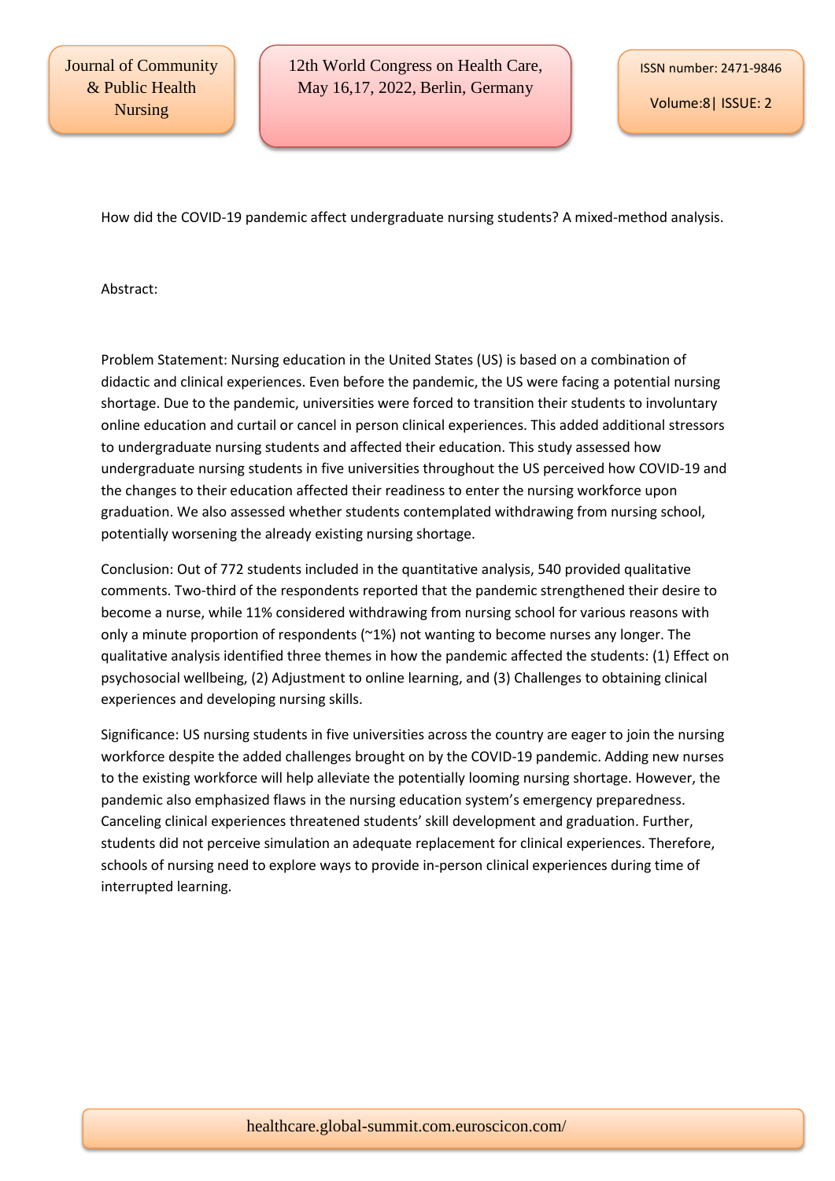How did the COVID-19 pandemic affect undergraduate nursing students? A mixed-method analysis.

Abstract:

Problem Statement: Nursing education in the United States (US) is based on a combination of didactic and clinical experiences. Even before the pandemic, the US were facing a potential nursing shortage. Due to the pandemic, universities were forced to transition their students to involuntary online education and curtail or cancel in person clinical experiences. This added additional stressors to undergraduate nursing students and affected their education. This study assessed how undergraduate nursing students in five universities throughout the US perceived how COVID-19 and the changes to their education affected their readiness to enter the nursing workforce upon graduation. We also assessed whether students contemplated withdrawing from nursing school, potentially worsening the already existing nursing shortage.

Conclusion: Out of 772 students included in the quantitative analysis, 540 provided qualitative comments. Two-third of the respondents reported that the pandemic strengthened their desire to become a nurse, while 11% considered withdrawing from nursing school for various reasons with only a minute proportion of respondents (~1%) not wanting to become nurses any longer. The qualitative analysis identified three themes in how the pandemic affected the students: (1) Effect on psychosocial wellbeing, (2) Adjustment to online learning, and (3) Challenges to obtaining clinical experiences and developing nursing skills.

Significance: US nursing students in five universities across the country are eager to join the nursing workforce despite the added challenges brought on by the COVID-19 pandemic. Adding new nurses to the existing workforce will help alleviate the potentially looming nursing shortage. However, the pandemic also emphasized flaws in the nursing education system's emergency preparedness. Canceling clinical experiences threatened students' skill development and graduation. Further, students did not perceive simulation an adequate replacement for clinical experiences. Therefore, schools of nursing need to explore ways to provide in-person clinical experiences during time of interrupted learning.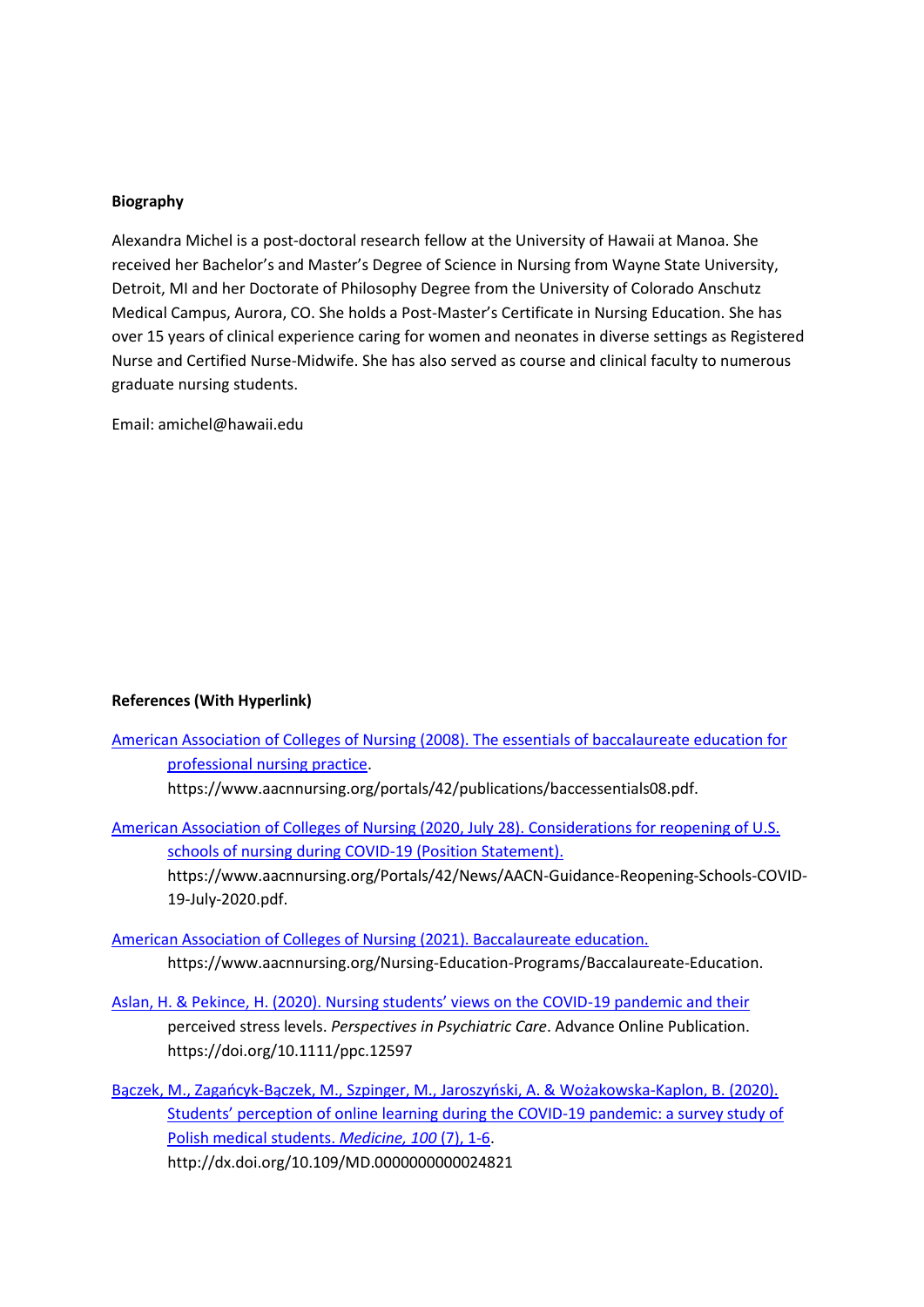**Biography**

Alexandra Michel is a post-doctoral research fellow at the University of Hawaii at Manoa. She received her Bachelor's and Master's Degree of Science in Nursing from Wayne State University, Detroit, MI and her Doctorate of Philosophy Degree from the University of Colorado Anschutz Medical Campus, Aurora, CO. She holds a Post-Master's Certificate in Nursing Education. She has over 15 years of clinical experience caring for women and neonates in diverse settings as Registered Nurse and Certified Nurse-Midwife. She has also served as course and clinical faculty to numerous graduate nursing students.

Email: amichel@hawaii.edu

**References (With Hyperlink)**

American Association of Colleges of Nursing (2008). The essentials of baccalaureate education for professional nursing practice. https://www.aacnnursing.org/portals/42/publications/baccessentials08.pdf.

American Association of Colleges of Nursing (2020, July 28). Considerations for reopening of U.S. schools of nursing during COVID-19 (Position Statement). https://www.aacnnursing.org/Portals/42/News/AACN-Guidance-Reopening-Schools-COVID-19-July-2020.pdf.

American Association of Colleges of Nursing (2021). Baccalaureate education. https://www.aacnnursing.org/Nursing-Education-Programs/Baccalaureate-Education.

Aslan, H. & Pekince, H. (2020). Nursing students' views on the COVID-19 pandemic and their perceived stress levels. *Perspectives in Psychiatric Care*. Advance Online Publication. https://doi.org/10.1111/ppc.12597

Bączek, M., Zagańcyk-Bączek, M., Szpinger, M., Jaroszyński, A. & Wożakowska-Kaplon, B. (2020). Students' perception of online learning during the COVID-19 pandemic: a survey study of Polish medical students. *Medicine, 100* (7), 1-6. http://dx.doi.org/10.109/MD.0000000000024821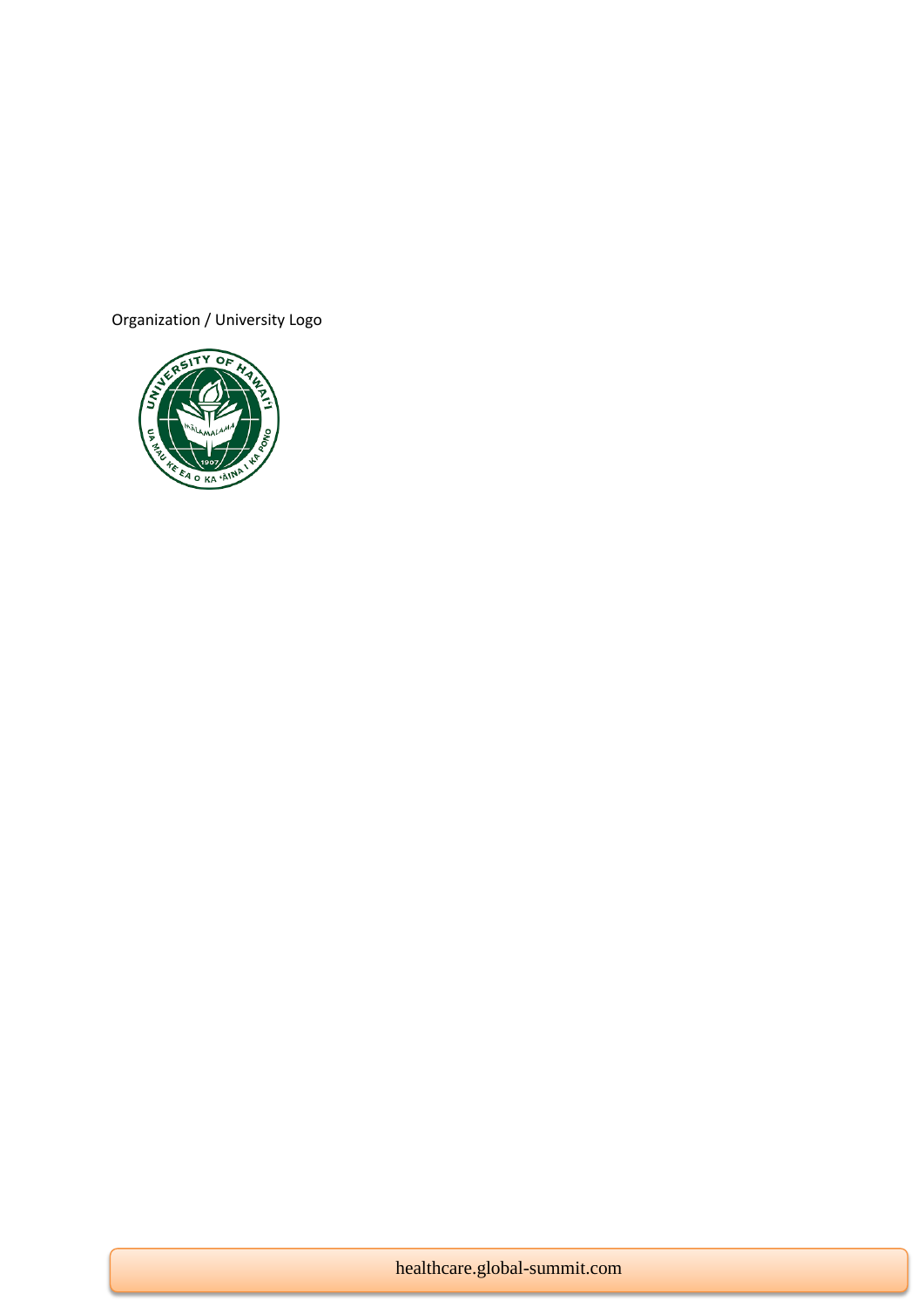Organization / University Logo